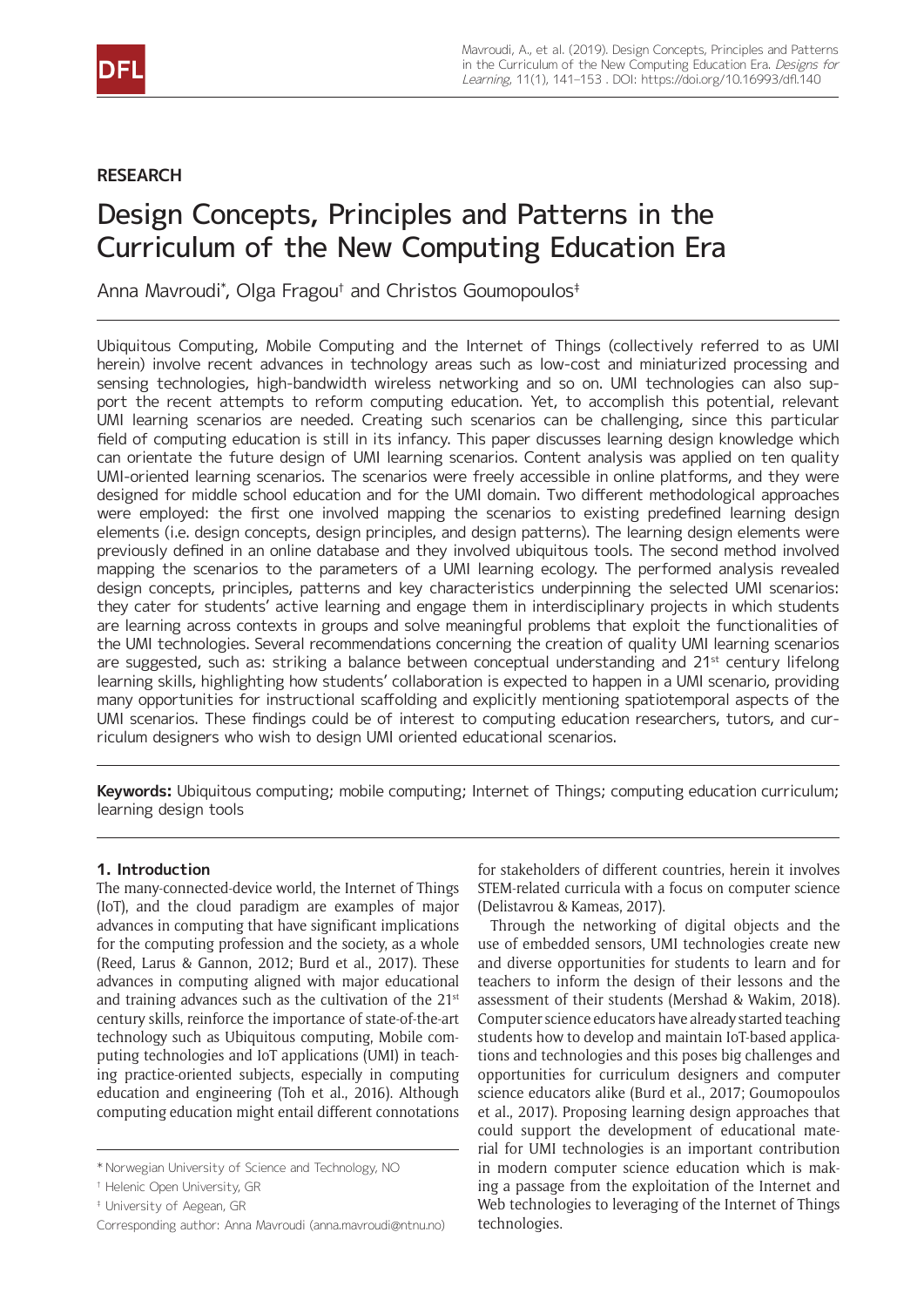RESEARCH

# Design Concepts, Principles and Patterns in the Curriculum of the New Computing Education Era

Anna Mavroudi*, Olga Fragou† and Christos Goumopoulos‡

Ubiquitous Computing, Mobile Computing and the Internet of Things (collectively referred to as UMI herein) involve recent advances in technology areas such as low-cost and miniaturized processing and sensing technologies, high-bandwidth wireless networking and so on. UMI technologies can also support the recent attempts to reform computing education. Yet, to accomplish this potential, relevant UMI learning scenarios are needed. Creating such scenarios can be challenging, since this particular field of computing education is still in its infancy. This paper discusses learning design knowledge which can orientate the future design of UMI learning scenarios. Content analysis was applied on ten quality UMI-oriented learning scenarios. The scenarios were freely accessible in online platforms, and they were designed for middle school education and for the UMI domain. Two different methodological approaches were employed: the first one involved mapping the scenarios to existing predefined learning design elements (i.e. design concepts, design principles, and design patterns). The learning design elements were previously defined in an online database and they involved ubiquitous tools. The second method involved mapping the scenarios to the parameters of a UMI learning ecology. The performed analysis revealed design concepts, principles, patterns and key characteristics underpinning the selected UMI scenarios: they cater for students' active learning and engage them in interdisciplinary projects in which students are learning across contexts in groups and solve meaningful problems that exploit the functionalities of the UMI technologies. Several recommendations concerning the creation of quality UMI learning scenarios are suggested, such as: striking a balance between conceptual understanding and 21st century lifelong learning skills, highlighting how students' collaboration is expected to happen in a UMI scenario, providing many opportunities for instructional scaffolding and explicitly mentioning spatiotemporal aspects of the UMI scenarios. These findings could be of interest to computing education researchers, tutors, and curriculum designers who wish to design UMI oriented educational scenarios.

**Keywords:** Ubiquitous computing; mobile computing; Internet of Things; computing education curriculum; learning design tools

## 1. Introduction

The many-connected-device world, the Internet of Things (IoT), and the cloud paradigm are examples of major advances in computing that have significant implications for the computing profession and the society, as a whole (Reed, Larus & Gannon, 2012; Burd et al., 2017). These advances in computing aligned with major educational and training advances such as the cultivation of the 21st century skills, reinforce the importance of state-of-the-art technology such as Ubiquitous computing, Mobile computing technologies and IoT applications (UMI) in teaching practice-oriented subjects, especially in computing education and engineering (Toh et al., 2016). Although computing education might entail different connotations for stakeholders of different countries, herein it involves STEM-related curricula with a focus on computer science (Delistavrou & Kameas, 2017).

Through the networking of digital objects and the use of embedded sensors, UMI technologies create new and diverse opportunities for students to learn and for teachers to inform the design of their lessons and the assessment of their students (Mershad & Wakim, 2018). Computer science educators have already started teaching students how to develop and maintain IoT-based applications and technologies and this poses big challenges and opportunities for curriculum designers and computer science educators alike (Burd et al., 2017; Goumopoulos et al., 2017). Proposing learning design approaches that could support the development of educational material for UMI technologies is an important contribution in modern computer science education which is making a passage from the exploitation of the Internet and Web technologies to leveraging of the Internet of Things technologies.

---

* Norwegian University of Science and Technology, NO

† Helenic Open University, GR

‡ University of Aegean, GR

Corresponding author: Anna Mavroudi (anna.mavroudi@ntnu.no)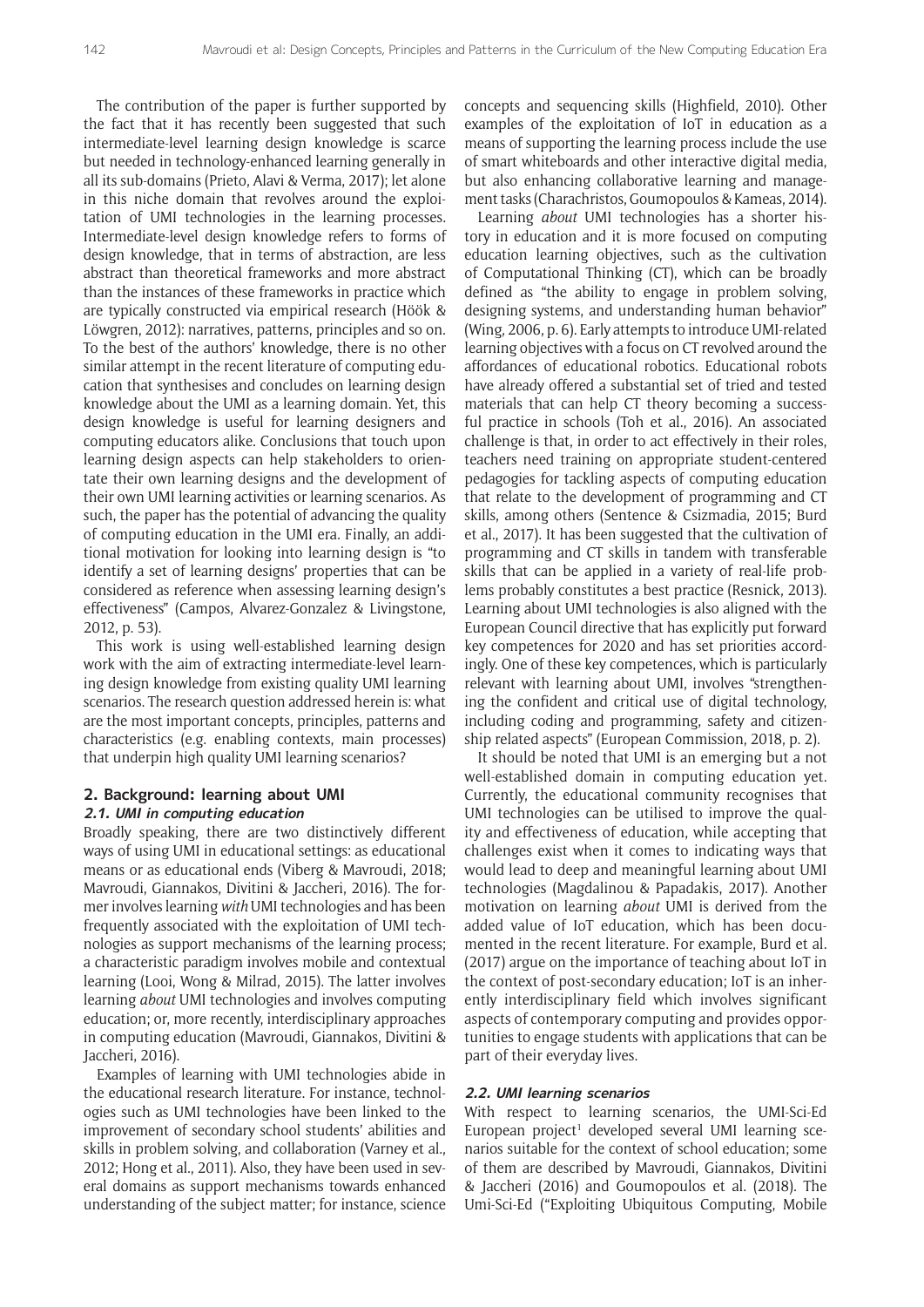The contribution of the paper is further supported by the fact that it has recently been suggested that such intermediate-level learning design knowledge is scarce but needed in technology-enhanced learning generally in all its sub-domains (Prieto, Alavi & Verma, 2017); let alone in this niche domain that revolves around the exploitation of UMI technologies in the learning processes. Intermediate-level design knowledge refers to forms of design knowledge, that in terms of abstraction, are less abstract than theoretical frameworks and more abstract than the instances of these frameworks in practice which are typically constructed via empirical research (Höök & Löwgren, 2012): narratives, patterns, principles and so on. To the best of the authors' knowledge, there is no other similar attempt in the recent literature of computing education that synthesises and concludes on learning design knowledge about the UMI as a learning domain. Yet, this design knowledge is useful for learning designers and computing educators alike. Conclusions that touch upon learning design aspects can help stakeholders to orientate their own learning designs and the development of their own UMI learning activities or learning scenarios. As such, the paper has the potential of advancing the quality of computing education in the UMI era. Finally, an additional motivation for looking into learning design is "to identify a set of learning designs' properties that can be considered as reference when assessing learning design's effectiveness" (Campos, Alvarez-Gonzalez & Livingstone, 2012, p. 53).

This work is using well-established learning design work with the aim of extracting intermediate-level learning design knowledge from existing quality UMI learning scenarios. The research question addressed herein is: what are the most important concepts, principles, patterns and characteristics (e.g. enabling contexts, main processes) that underpin high quality UMI learning scenarios?

## 2. Background: learning about UMI

### 2.1. UMI in computing education

Broadly speaking, there are two distinctively different ways of using UMI in educational settings: as educational means or as educational ends (Viberg & Mavroudi, 2018; Mavroudi, Giannakos, Divitini & Jaccheri, 2016). The former involves learning *with* UMI technologies and has been frequently associated with the exploitation of UMI technologies as support mechanisms of the learning process; a characteristic paradigm involves mobile and contextual learning (Looi, Wong & Milrad, 2015). The latter involves learning *about* UMI technologies and involves computing education; or, more recently, interdisciplinary approaches in computing education (Mavroudi, Giannakos, Divitini & Jaccheri, 2016).

Examples of learning with UMI technologies abide in the educational research literature. For instance, technologies such as UMI technologies have been linked to the improvement of secondary school students' abilities and skills in problem solving, and collaboration (Varney et al., 2012; Hong et al., 2011). Also, they have been used in several domains as support mechanisms towards enhanced understanding of the subject matter; for instance, science concepts and sequencing skills (Highfield, 2010). Other examples of the exploitation of IoT in education as a means of supporting the learning process include the use of smart whiteboards and other interactive digital media, but also enhancing collaborative learning and management tasks (Charachristos, Goumopoulos & Kameas, 2014).

Learning *about* UMI technologies has a shorter history in education and it is more focused on computing education learning objectives, such as the cultivation of Computational Thinking (CT), which can be broadly defined as "the ability to engage in problem solving, designing systems, and understanding human behavior" (Wing, 2006, p. 6). Early attempts to introduce UMI-related learning objectives with a focus on CT revolved around the affordances of educational robotics. Educational robots have already offered a substantial set of tried and tested materials that can help CT theory becoming a successful practice in schools (Toh et al., 2016). An associated challenge is that, in order to act effectively in their roles, teachers need training on appropriate student-centered pedagogies for tackling aspects of computing education that relate to the development of programming and CT skills, among others (Sentence & Csizmadia, 2015; Burd et al., 2017). It has been suggested that the cultivation of programming and CT skills in tandem with transferable skills that can be applied in a variety of real-life problems probably constitutes a best practice (Resnick, 2013). Learning about UMI technologies is also aligned with the European Council directive that has explicitly put forward key competences for 2020 and has set priorities accordingly. One of these key competences, which is particularly relevant with learning about UMI, involves "strengthening the confident and critical use of digital technology, including coding and programming, safety and citizenship related aspects" (European Commission, 2018, p. 2).

It should be noted that UMI is an emerging but a not well-established domain in computing education yet. Currently, the educational community recognises that UMI technologies can be utilised to improve the quality and effectiveness of education, while accepting that challenges exist when it comes to indicating ways that would lead to deep and meaningful learning about UMI technologies (Magdalinou & Papadakis, 2017). Another motivation on learning *about* UMI is derived from the added value of IoT education, which has been documented in the recent literature. For example, Burd et al. (2017) argue on the importance of teaching about IoT in the context of post-secondary education; IoT is an inherently interdisciplinary field which involves significant aspects of contemporary computing and provides opportunities to engage students with applications that can be part of their everyday lives.

### 2.2. UMI learning scenarios

With respect to learning scenarios, the UMI-Sci-Ed European project[1] developed several UMI learning scenarios suitable for the context of school education; some of them are described by Mavroudi, Giannakos, Divitini & Jaccheri (2016) and Goumopoulos et al. (2018). The Umi-Sci-Ed ("Exploiting Ubiquitous Computing, Mobile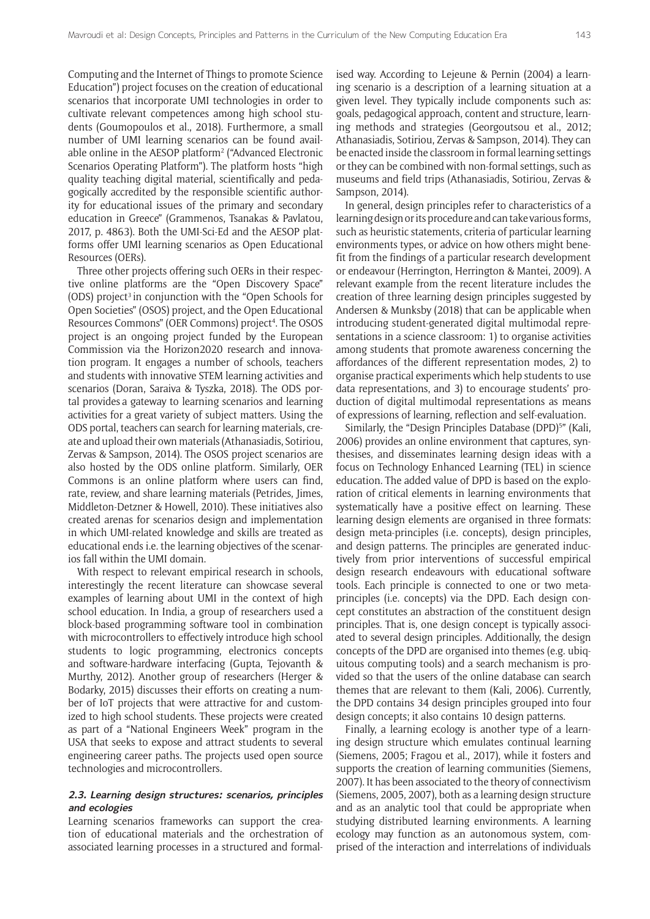Computing and the Internet of Things to promote Science Education") project focuses on the creation of educational scenarios that incorporate UMI technologies in order to cultivate relevant competences among high school students (Goumopoulos et al., 2018). Furthermore, a small number of UMI learning scenarios can be found available online in the AESOP platform[2] ("Advanced Electronic Scenarios Operating Platform"). The platform hosts "high quality teaching digital material, scientifically and pedagogically accredited by the responsible scientific authority for educational issues of the primary and secondary education in Greece" (Grammenos, Tsanakas & Pavlatou, 2017, p. 4863). Both the UMI-Sci-Ed and the AESOP platforms offer UMI learning scenarios as Open Educational Resources (OERs).

Three other projects offering such OERs in their respective online platforms are the "Open Discovery Space" (ODS) project[3] in conjunction with the "Open Schools for Open Societies" (OSOS) project, and the Open Educational Resources Commons" (OER Commons) project[4]. The OSOS project is an ongoing project funded by the European Commission via the Horizon2020 research and innovation program. It engages a number of schools, teachers and students with innovative STEM learning activities and scenarios (Doran, Saraiva & Tyszka, 2018). The ODS portal provides a gateway to learning scenarios and learning activities for a great variety of subject matters. Using the ODS portal, teachers can search for learning materials, create and upload their own materials (Athanasiadis, Sotiriou, Zervas & Sampson, 2014). The OSOS project scenarios are also hosted by the ODS online platform. Similarly, OER Commons is an online platform where users can find, rate, review, and share learning materials (Petrides, Jimes, Middleton-Detzner & Howell, 2010). These initiatives also created arenas for scenarios design and implementation in which UMI-related knowledge and skills are treated as educational ends i.e. the learning objectives of the scenarios fall within the UMI domain.

With respect to relevant empirical research in schools, interestingly the recent literature can showcase several examples of learning about UMI in the context of high school education. In India, a group of researchers used a block-based programming software tool in combination with microcontrollers to effectively introduce high school students to logic programming, electronics concepts and software-hardware interfacing (Gupta, Tejovanth & Murthy, 2012). Another group of researchers (Herger & Bodarky, 2015) discusses their efforts on creating a number of IoT projects that were attractive for and customized to high school students. These projects were created as part of a "National Engineers Week" program in the USA that seeks to expose and attract students to several engineering career paths. The projects used open source technologies and microcontrollers.

### 2.3. Learning design structures: scenarios, principles and ecologies

Learning scenarios frameworks can support the creation of educational materials and the orchestration of associated learning processes in a structured and formalised way. According to Lejeune & Pernin (2004) a learning scenario is a description of a learning situation at a given level. They typically include components such as: goals, pedagogical approach, content and structure, learning methods and strategies (Georgoutsou et al., 2012; Athanasiadis, Sotiriou, Zervas & Sampson, 2014). They can be enacted inside the classroom in formal learning settings or they can be combined with non-formal settings, such as museums and field trips (Athanasiadis, Sotiriou, Zervas & Sampson, 2014).

In general, design principles refer to characteristics of a learning design or its procedure and can take various forms, such as heuristic statements, criteria of particular learning environments types, or advice on how others might benefit from the findings of a particular research development or endeavour (Herrington, Herrington & Mantei, 2009). A relevant example from the recent literature includes the creation of three learning design principles suggested by Andersen & Munksby (2018) that can be applicable when introducing student-generated digital multimodal representations in a science classroom: 1) to organise activities among students that promote awareness concerning the affordances of the different representation modes, 2) to organise practical experiments which help students to use data representations, and 3) to encourage students' production of expressions of digital multimodal representations as means of expressions of learning, reflection and self-evaluation.

Similarly, the "Design Principles Database (DPD)[5]" (Kali, 2006) provides an online environment that captures, synthesises, and disseminates learning design ideas with a focus on Technology Enhanced Learning (TEL) in science education. The added value of DPD is based on the exploration of critical elements in learning environments that systematically have a positive effect on learning. These learning design elements are organised in three formats: design meta-principles (i.e. concepts), design principles, and design patterns. The principles are generated inductively from prior interventions of successful empirical design research endeavours with educational software tools. Each principle is connected to one or two meta-principles (i.e. concepts) via the DPD. Each design concept constitutes an abstraction of the constituent design principles. That is, one design concept is typically associated to several design principles. Additionally, the design concepts of the DPD are organised into themes (e.g. ubiquitous computing tools) and a search mechanism is provided so that the users of the online database can search themes that are relevant to them (Kali, 2006). Currently, the DPD contains 34 design principles grouped into four design concepts; it also contains 10 design patterns.

Finally, a learning ecology is another type of a learning design structure which emulates continual learning (Siemens, 2005; Fragou et al., 2017), while it fosters and supports the creation of learning communities (Siemens, 2007). It has been associated to the theory of connectivism (Siemens, 2005, 2007), both as a learning design structure and as an analytic tool that could be appropriate when studying distributed learning environments. A learning ecology may function as an autonomous system, comprised of the interaction and interrelations of individuals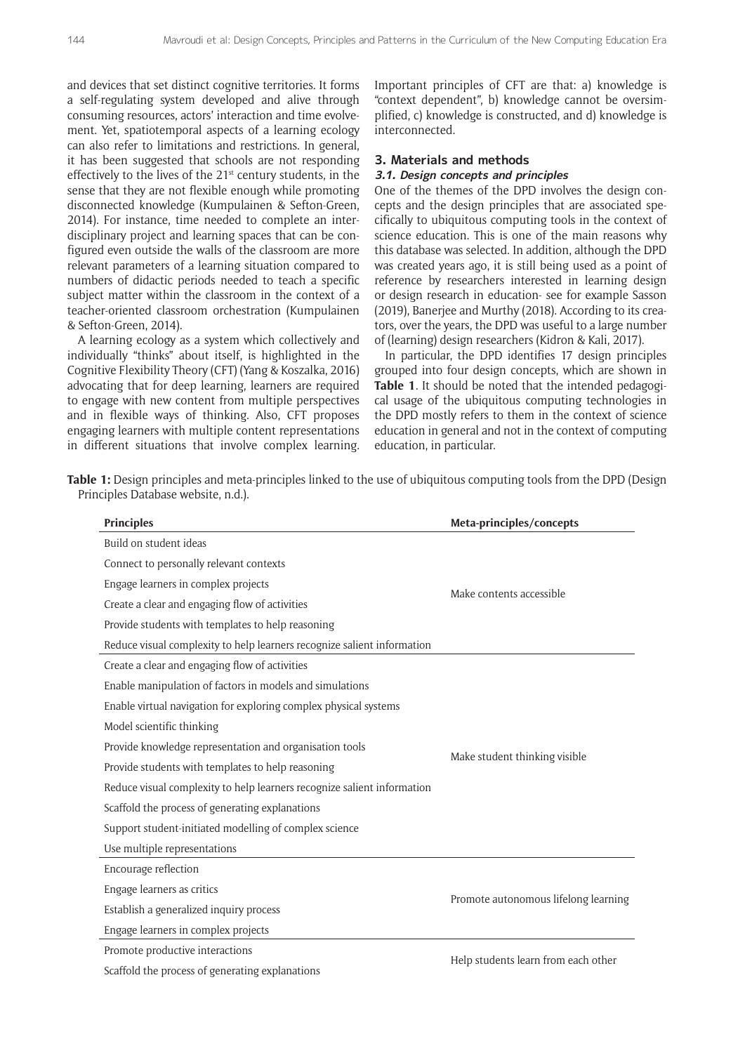and devices that set distinct cognitive territories. It forms a self-regulating system developed and alive through consuming resources, actors' interaction and time evolvement. Yet, spatiotemporal aspects of a learning ecology can also refer to limitations and restrictions. In general, it has been suggested that schools are not responding effectively to the lives of the 21st century students, in the sense that they are not flexible enough while promoting disconnected knowledge (Kumpulainen & Sefton-Green, 2014). For instance, time needed to complete an interdisciplinary project and learning spaces that can be configured even outside the walls of the classroom are more relevant parameters of a learning situation compared to numbers of didactic periods needed to teach a specific subject matter within the classroom in the context of a teacher-oriented classroom orchestration (Kumpulainen & Sefton-Green, 2014).

A learning ecology as a system which collectively and individually "thinks" about itself, is highlighted in the Cognitive Flexibility Theory (CFT) (Yang & Koszalka, 2016) advocating that for deep learning, learners are required to engage with new content from multiple perspectives and in flexible ways of thinking. Also, CFT proposes engaging learners with multiple content representations in different situations that involve complex learning. Important principles of CFT are that: a) knowledge is "context dependent", b) knowledge cannot be oversimplified, c) knowledge is constructed, and d) knowledge is interconnected.

## 3. Materials and methods

### 3.1. Design concepts and principles

One of the themes of the DPD involves the design concepts and the design principles that are associated specifically to ubiquitous computing tools in the context of science education. This is one of the main reasons why this database was selected. In addition, although the DPD was created years ago, it is still being used as a point of reference by researchers interested in learning design or design research in education- see for example Sasson (2019), Banerjee and Murthy (2018). According to its creators, over the years, the DPD was useful to a large number of (learning) design researchers (Kidron & Kali, 2017).

In particular, the DPD identifies 17 design principles grouped into four design concepts, which are shown in **Table 1**. It should be noted that the intended pedagogical usage of the ubiquitous computing technologies in the DPD mostly refers to them in the context of science education in general and not in the context of computing education, in particular.

**Table 1:** Design principles and meta-principles linked to the use of ubiquitous computing tools from the DPD (Design Principles Database website, n.d.).

| Principles | Meta-principles/concepts |
|---|---|
| Build on student ideas | Make contents accessible |
| Connect to personally relevant contexts | |
| Engage learners in complex projects | |
| Create a clear and engaging flow of activities | |
| Provide students with templates to help reasoning | |
| Reduce visual complexity to help learners recognize salient information | |
| Create a clear and engaging flow of activities | Make student thinking visible |
| Enable manipulation of factors in models and simulations | |
| Enable virtual navigation for exploring complex physical systems | |
| Model scientific thinking | |
| Provide knowledge representation and organisation tools | |
| Provide students with templates to help reasoning | |
| Reduce visual complexity to help learners recognize salient information | |
| Scaffold the process of generating explanations | |
| Support student-initiated modelling of complex science | |
| Use multiple representations | |
| Encourage reflection | Promote autonomous lifelong learning |
| Engage learners as critics | |
| Establish a generalized inquiry process | |
| Engage learners in complex projects | |
| Promote productive interactions | Help students learn from each other |
| Scaffold the process of generating explanations | |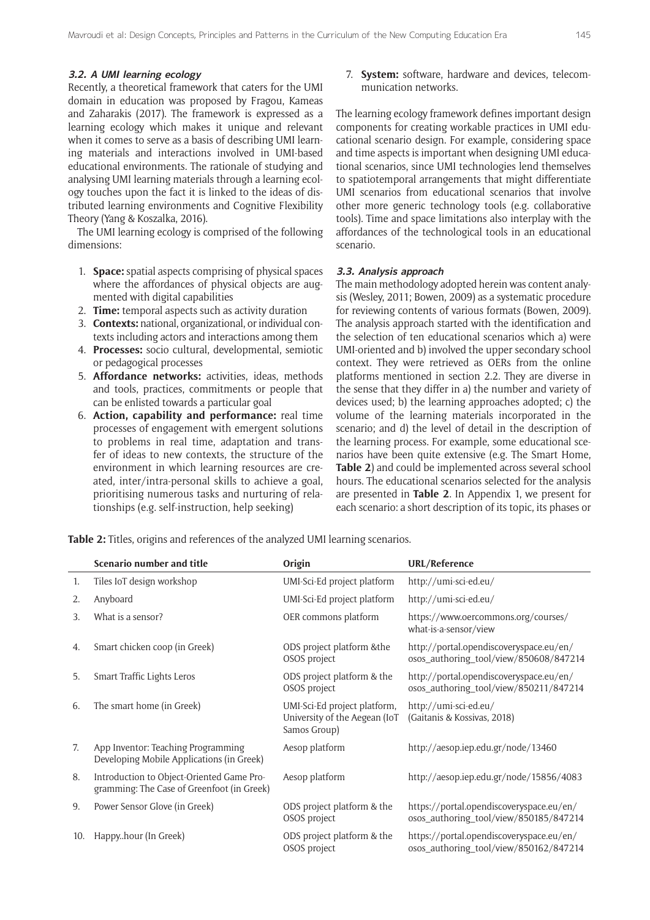### 3.2. A UMI learning ecology

Recently, a theoretical framework that caters for the UMI domain in education was proposed by Fragou, Kameas and Zaharakis (2017). The framework is expressed as a learning ecology which makes it unique and relevant when it comes to serve as a basis of describing UMI learning materials and interactions involved in UMI-based educational environments. The rationale of studying and analysing UMI learning materials through a learning ecology touches upon the fact it is linked to the ideas of distributed learning environments and Cognitive Flexibility Theory (Yang & Koszalka, 2016).

The UMI learning ecology is comprised of the following dimensions:

1. **Space:** spatial aspects comprising of physical spaces where the affordances of physical objects are augmented with digital capabilities
2. **Time:** temporal aspects such as activity duration
3. **Contexts:** national, organizational, or individual contexts including actors and interactions among them
4. **Processes:** socio cultural, developmental, semiotic or pedagogical processes
5. **Affordance networks:** activities, ideas, methods and tools, practices, commitments or people that can be enlisted towards a particular goal
6. **Action, capability and performance:** real time processes of engagement with emergent solutions to problems in real time, adaptation and transfer of ideas to new contexts, the structure of the environment in which learning resources are created, inter/intra-personal skills to achieve a goal, prioritising numerous tasks and nurturing of relationships (e.g. self-instruction, help seeking)
7. **System:** software, hardware and devices, telecommunication networks.

The learning ecology framework defines important design components for creating workable practices in UMI educational scenario design. For example, considering space and time aspects is important when designing UMI educational scenarios, since UMI technologies lend themselves to spatiotemporal arrangements that might differentiate UMI scenarios from educational scenarios that involve other more generic technology tools (e.g. collaborative tools). Time and space limitations also interplay with the affordances of the technological tools in an educational scenario.

### 3.3. Analysis approach

The main methodology adopted herein was content analysis (Wesley, 2011; Bowen, 2009) as a systematic procedure for reviewing contents of various formats (Bowen, 2009). The analysis approach started with the identification and the selection of ten educational scenarios which a) were UMI-oriented and b) involved the upper secondary school context. They were retrieved as OERs from the online platforms mentioned in section 2.2. They are diverse in the sense that they differ in a) the number and variety of devices used; b) the learning approaches adopted; c) the volume of the learning materials incorporated in the scenario; and d) the level of detail in the description of the learning process. For example, some educational scenarios have been quite extensive (e.g. The Smart Home, **Table 2**) and could be implemented across several school hours. The educational scenarios selected for the analysis are presented in **Table 2**. In Appendix 1, we present for each scenario: a short description of its topic, its phases or

**Table 2:** Titles, origins and references of the analyzed UMI learning scenarios.

| | Scenario number and title | Origin | URL/Reference |
|---|---|---|---|
| 1. | Tiles IoT design workshop | UMI-Sci-Ed project platform | http://umi-sci-ed.eu/ |
| 2. | Anyboard | UMI-Sci-Ed project platform | http://umi-sci-ed.eu/ |
| 3. | What is a sensor? | OER commons platform | https://www.oercommons.org/courses/what-is-a-sensor/view |
| 4. | Smart chicken coop (in Greek) | ODS project platform &the OSOS project | http://portal.opendiscoveryspace.eu/en/osos_authoring_tool/view/850608/847214 |
| 5. | Smart Traffic Lights Leros | ODS project platform & the OSOS project | http://portal.opendiscoveryspace.eu/en/osos_authoring_tool/view/850211/847214 |
| 6. | The smart home (in Greek) | UMI-Sci-Ed project platform, University of the Aegean (IoT Samos Group) | http://umi-sci-ed.eu/ (Gaitanis & Kossivas, 2018) |
| 7. | App Inventor: Teaching Programming Developing Mobile Applications (in Greek) | Aesop platform | http://aesop.iep.edu.gr/node/13460 |
| 8. | Introduction to Object-Oriented Game Programming: The Case of Greenfoot (in Greek) | Aesop platform | http://aesop.iep.edu.gr/node/15856/4083 |
| 9. | Power Sensor Glove (in Greek) | ODS project platform & the OSOS project | https://portal.opendiscoveryspace.eu/en/osos_authoring_tool/view/850185/847214 |
| 10. | Happy..hour (In Greek) | ODS project platform & the OSOS project | https://portal.opendiscoveryspace.eu/en/osos_authoring_tool/view/850162/847214 |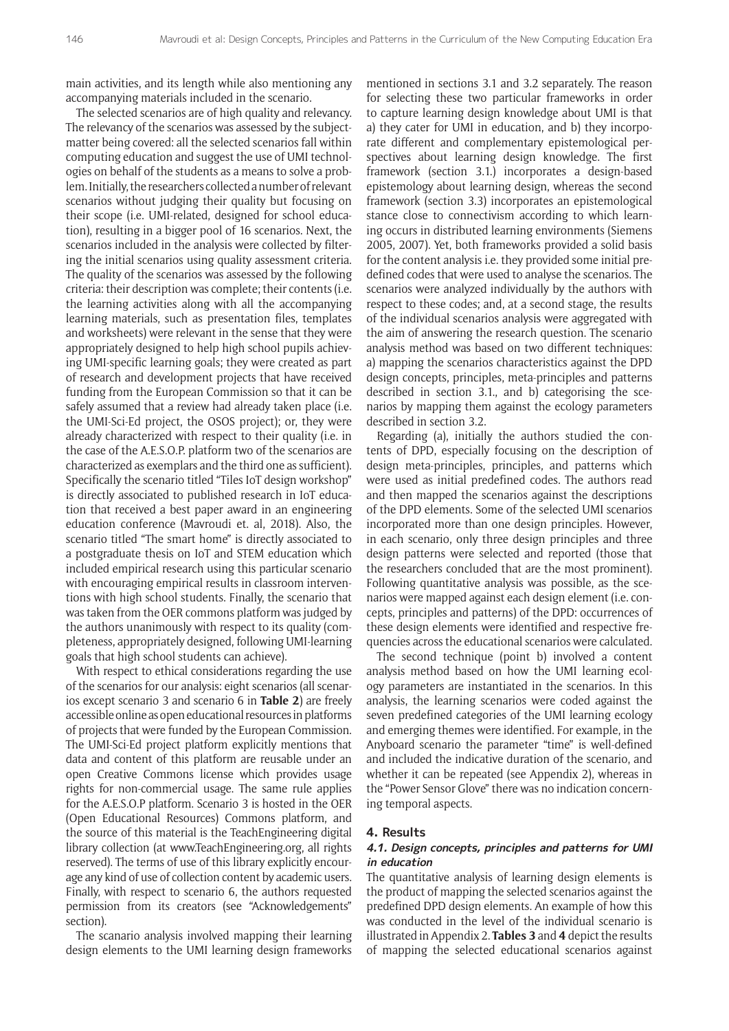main activities, and its length while also mentioning any accompanying materials included in the scenario.

The selected scenarios are of high quality and relevancy. The relevancy of the scenarios was assessed by the subject-matter being covered: all the selected scenarios fall within computing education and suggest the use of UMI technologies on behalf of the students as a means to solve a problem. Initially, the researchers collected a number of relevant scenarios without judging their quality but focusing on their scope (i.e. UMI-related, designed for school education), resulting in a bigger pool of 16 scenarios. Next, the scenarios included in the analysis were collected by filtering the initial scenarios using quality assessment criteria. The quality of the scenarios was assessed by the following criteria: their description was complete; their contents (i.e. the learning activities along with all the accompanying learning materials, such as presentation files, templates and worksheets) were relevant in the sense that they were appropriately designed to help high school pupils achieving UMI-specific learning goals; they were created as part of research and development projects that have received funding from the European Commission so that it can be safely assumed that a review had already taken place (i.e. the UMI-Sci-Ed project, the OSOS project); or, they were already characterized with respect to their quality (i.e. in the case of the A.E.S.O.P. platform two of the scenarios are characterized as exemplars and the third one as sufficient). Specifically the scenario titled "Tiles IoT design workshop" is directly associated to published research in IoT education that received a best paper award in an engineering education conference (Mavroudi et. al, 2018). Also, the scenario titled "The smart home" is directly associated to a postgraduate thesis on IoT and STEM education which included empirical research using this particular scenario with encouraging empirical results in classroom interventions with high school students. Finally, the scenario that was taken from the OER commons platform was judged by the authors unanimously with respect to its quality (completeness, appropriately designed, following UMI-learning goals that high school students can achieve).

With respect to ethical considerations regarding the use of the scenarios for our analysis: eight scenarios (all scenarios except scenario 3 and scenario 6 in **Table 2**) are freely accessible online as open educational resources in platforms of projects that were funded by the European Commission. The UMI-Sci-Ed project platform explicitly mentions that data and content of this platform are reusable under an open Creative Commons license which provides usage rights for non-commercial usage. The same rule applies for the A.E.S.O.P platform. Scenario 3 is hosted in the OER (Open Educational Resources) Commons platform, and the source of this material is the TeachEngineering digital library collection (at www.TeachEngineering.org, all rights reserved). The terms of use of this library explicitly encourage any kind of use of collection content by academic users. Finally, with respect to scenario 6, the authors requested permission from its creators (see "Acknowledgements" section).

The scanario analysis involved mapping their learning design elements to the UMI learning design frameworks mentioned in sections 3.1 and 3.2 separately. The reason for selecting these two particular frameworks in order to capture learning design knowledge about UMI is that a) they cater for UMI in education, and b) they incorporate different and complementary epistemological perspectives about learning design knowledge. The first framework (section 3.1.) incorporates a design-based epistemology about learning design, whereas the second framework (section 3.3) incorporates an epistemological stance close to connectivism according to which learning occurs in distributed learning environments (Siemens 2005, 2007). Yet, both frameworks provided a solid basis for the content analysis i.e. they provided some initial predefined codes that were used to analyse the scenarios. The scenarios were analyzed individually by the authors with respect to these codes; and, at a second stage, the results of the individual scenarios analysis were aggregated with the aim of answering the research question. The scenario analysis method was based on two different techniques: a) mapping the scenarios characteristics against the DPD design concepts, principles, meta-principles and patterns described in section 3.1., and b) categorising the scenarios by mapping them against the ecology parameters described in section 3.2.

Regarding (a), initially the authors studied the contents of DPD, especially focusing on the description of design meta-principles, principles, and patterns which were used as initial predefined codes. The authors read and then mapped the scenarios against the descriptions of the DPD elements. Some of the selected UMI scenarios incorporated more than one design principles. However, in each scenario, only three design principles and three design patterns were selected and reported (those that the researchers concluded that are the most prominent). Following quantitative analysis was possible, as the scenarios were mapped against each design element (i.e. concepts, principles and patterns) of the DPD: occurrences of these design elements were identified and respective frequencies across the educational scenarios were calculated.

The second technique (point b) involved a content analysis method based on how the UMI learning ecology parameters are instantiated in the scenarios. In this analysis, the learning scenarios were coded against the seven predefined categories of the UMI learning ecology and emerging themes were identified. For example, in the Anyboard scenario the parameter "time" is well-defined and included the indicative duration of the scenario, and whether it can be repeated (see Appendix 2), whereas in the "Power Sensor Glove" there was no indication concerning temporal aspects.

## 4. Results

### 4.1. Design concepts, principles and patterns for UMI in education

The quantitative analysis of learning design elements is the product of mapping the selected scenarios against the predefined DPD design elements. An example of how this was conducted in the level of the individual scenario is illustrated in Appendix 2. **Tables 3** and **4** depict the results of mapping the selected educational scenarios against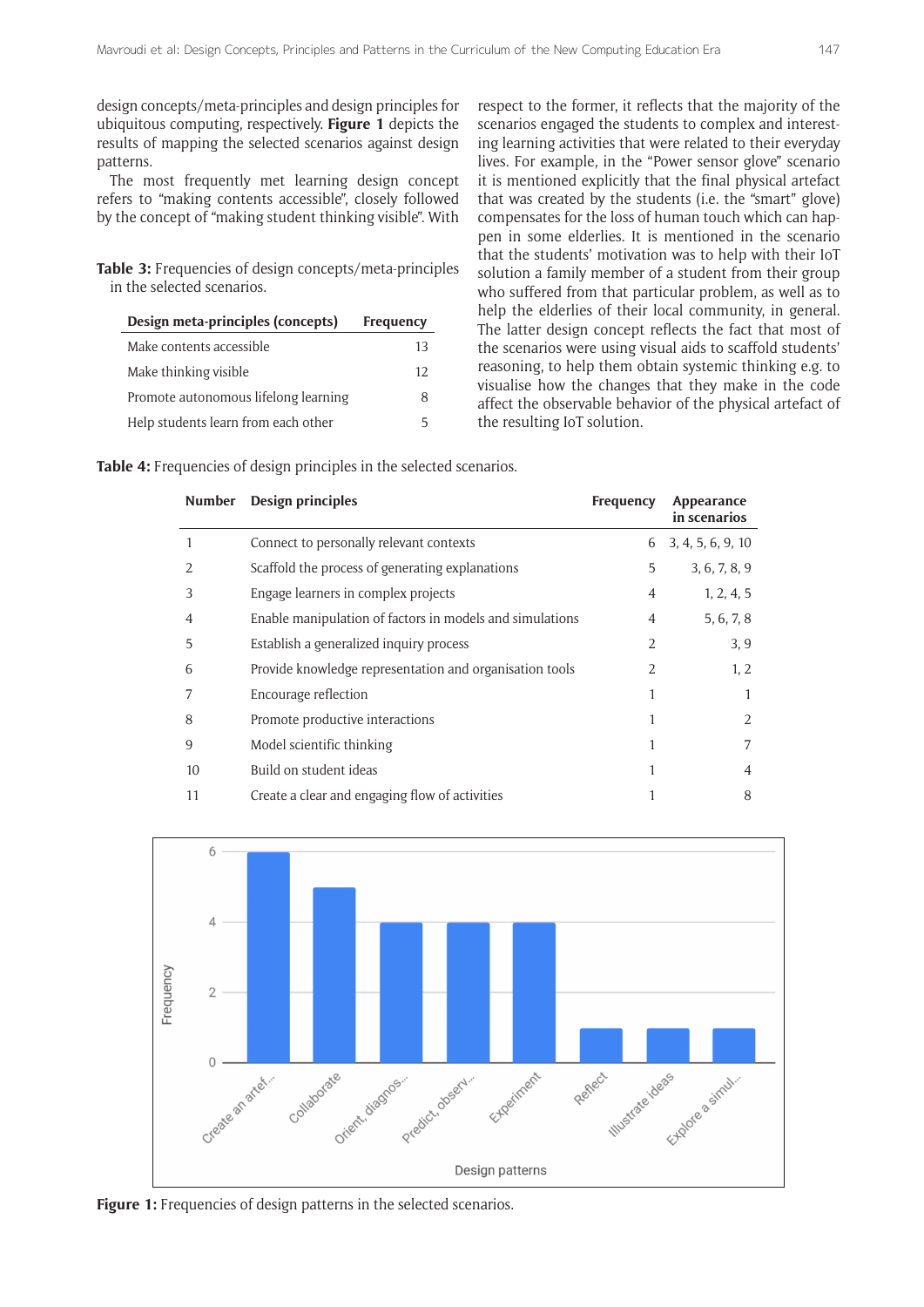design concepts/meta-principles and design principles for ubiquitous computing, respectively. **Figure 1** depicts the results of mapping the selected scenarios against design patterns.

The most frequently met learning design concept refers to "making contents accessible", closely followed by the concept of "making student thinking visible". With respect to the former, it reflects that the majority of the scenarios engaged the students to complex and interesting learning activities that were related to their everyday lives. For example, in the "Power sensor glove" scenario it is mentioned explicitly that the final physical artefact that was created by the students (i.e. the "smart" glove) compensates for the loss of human touch which can happen in some elderlies. It is mentioned in the scenario that the students' motivation was to help with their IoT solution a family member of a student from their group who suffered from that particular problem, as well as to help the elderlies of their local community, in general. The latter design concept reflects the fact that most of the scenarios were using visual aids to scaffold students' reasoning, to help them obtain systemic thinking e.g. to visualise how the changes that they make in the code affect the observable behavior of the physical artefact of the resulting IoT solution.

**Table 3:** Frequencies of design concepts/meta-principles in the selected scenarios.

| Design meta-principles (concepts) | Frequency |
|---|---|
| Make contents accessible | 13 |
| Make thinking visible | 12 |
| Promote autonomous lifelong learning | 8 |
| Help students learn from each other | 5 |

**Table 4:** Frequencies of design principles in the selected scenarios.

| Number | Design principles | Frequency | Appearance in scenarios |
|---|---|---|---|
| 1 | Connect to personally relevant contexts | 6 | 3, 4, 5, 6, 9, 10 |
| 2 | Scaffold the process of generating explanations | 5 | 3, 6, 7, 8, 9 |
| 3 | Engage learners in complex projects | 4 | 1, 2, 4, 5 |
| 4 | Enable manipulation of factors in models and simulations | 4 | 5, 6, 7, 8 |
| 5 | Establish a generalized inquiry process | 2 | 3, 9 |
| 6 | Provide knowledge representation and organisation tools | 2 | 1, 2 |
| 7 | Encourage reflection | 1 | 1 |
| 8 | Promote productive interactions | 1 | 2 |
| 9 | Model scientific thinking | 1 | 7 |
| 10 | Build on student ideas | 1 | 4 |
| 11 | Create a clear and engaging flow of activities | 1 | 8 |

**Figure 1:** Frequencies of design patterns in the selected scenarios.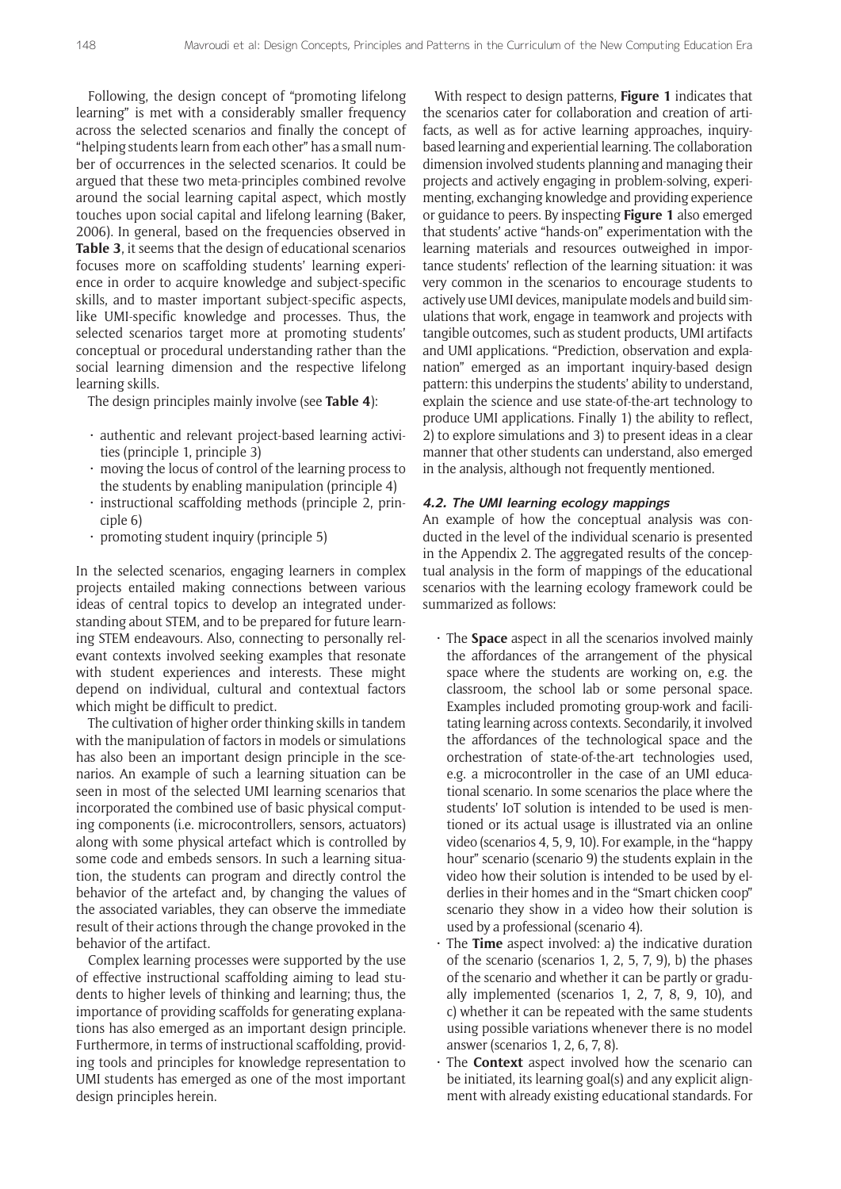Following, the design concept of "promoting lifelong learning" is met with a considerably smaller frequency across the selected scenarios and finally the concept of "helping students learn from each other" has a small number of occurrences in the selected scenarios. It could be argued that these two meta-principles combined revolve around the social learning capital aspect, which mostly touches upon social capital and lifelong learning (Baker, 2006). In general, based on the frequencies observed in **Table 3**, it seems that the design of educational scenarios focuses more on scaffolding students' learning experience in order to acquire knowledge and subject-specific skills, and to master important subject-specific aspects, like UMI-specific knowledge and processes. Thus, the selected scenarios target more at promoting students' conceptual or procedural understanding rather than the social learning dimension and the respective lifelong learning skills.

The design principles mainly involve (see **Table 4**):

- authentic and relevant project-based learning activities (principle 1, principle 3)
- moving the locus of control of the learning process to the students by enabling manipulation (principle 4)
- instructional scaffolding methods (principle 2, principle 6)
- promoting student inquiry (principle 5)

In the selected scenarios, engaging learners in complex projects entailed making connections between various ideas of central topics to develop an integrated understanding about STEM, and to be prepared for future learning STEM endeavours. Also, connecting to personally relevant contexts involved seeking examples that resonate with student experiences and interests. These might depend on individual, cultural and contextual factors which might be difficult to predict.

The cultivation of higher order thinking skills in tandem with the manipulation of factors in models or simulations has also been an important design principle in the scenarios. An example of such a learning situation can be seen in most of the selected UMI learning scenarios that incorporated the combined use of basic physical computing components (i.e. microcontrollers, sensors, actuators) along with some physical artefact which is controlled by some code and embeds sensors. In such a learning situation, the students can program and directly control the behavior of the artefact and, by changing the values of the associated variables, they can observe the immediate result of their actions through the change provoked in the behavior of the artifact.

Complex learning processes were supported by the use of effective instructional scaffolding aiming to lead students to higher levels of thinking and learning; thus, the importance of providing scaffolds for generating explanations has also emerged as an important design principle. Furthermore, in terms of instructional scaffolding, providing tools and principles for knowledge representation to UMI students has emerged as one of the most important design principles herein.

With respect to design patterns, **Figure 1** indicates that the scenarios cater for collaboration and creation of artifacts, as well as for active learning approaches, inquiry-based learning and experiential learning. The collaboration dimension involved students planning and managing their projects and actively engaging in problem-solving, experimenting, exchanging knowledge and providing experience or guidance to peers. By inspecting **Figure 1** also emerged that students' active "hands-on" experimentation with the learning materials and resources outweighed in importance students' reflection of the learning situation: it was very common in the scenarios to encourage students to actively use UMI devices, manipulate models and build simulations that work, engage in teamwork and projects with tangible outcomes, such as student products, UMI artifacts and UMI applications. "Prediction, observation and explanation" emerged as an important inquiry-based design pattern: this underpins the students' ability to understand, explain the science and use state-of-the-art technology to produce UMI applications. Finally 1) the ability to reflect, 2) to explore simulations and 3) to present ideas in a clear manner that other students can understand, also emerged in the analysis, although not frequently mentioned.

### 4.2. The UMI learning ecology mappings

An example of how the conceptual analysis was conducted in the level of the individual scenario is presented in the Appendix 2. The aggregated results of the conceptual analysis in the form of mappings of the educational scenarios with the learning ecology framework could be summarized as follows:

- The **Space** aspect in all the scenarios involved mainly the affordances of the arrangement of the physical space where the students are working on, e.g. the classroom, the school lab or some personal space. Examples included promoting group-work and facilitating learning across contexts. Secondarily, it involved the affordances of the technological space and the orchestration of state-of-the-art technologies used, e.g. a microcontroller in the case of an UMI educational scenario. In some scenarios the place where the students' IoT solution is intended to be used is mentioned or its actual usage is illustrated via an online video (scenarios 4, 5, 9, 10). For example, in the "happy hour" scenario (scenario 9) the students explain in the video how their solution is intended to be used by elderlies in their homes and in the "Smart chicken coop" scenario they show in a video how their solution is used by a professional (scenario 4).
- The **Time** aspect involved: a) the indicative duration of the scenario (scenarios 1, 2, 5, 7, 9), b) the phases of the scenario and whether it can be partly or gradually implemented (scenarios 1, 2, 7, 8, 9, 10), and c) whether it can be repeated with the same students using possible variations whenever there is no model answer (scenarios 1, 2, 6, 7, 8).
- The **Context** aspect involved how the scenario can be initiated, its learning goal(s) and any explicit alignment with already existing educational standards. For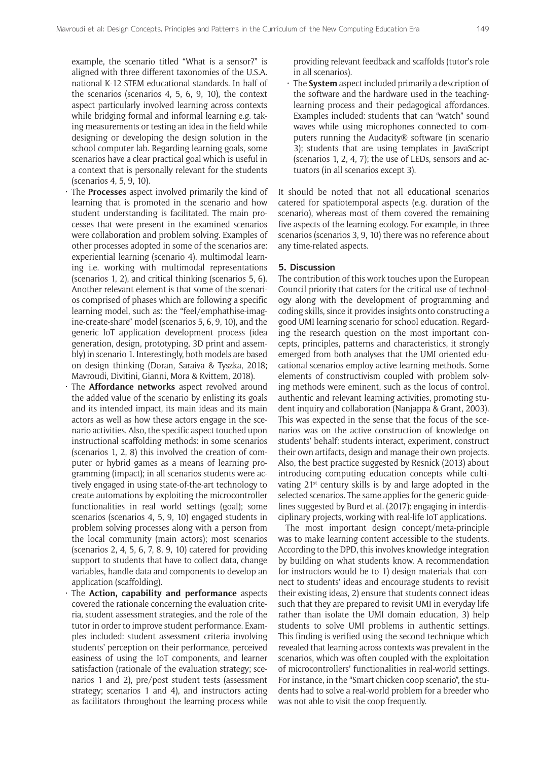example, the scenario titled "What is a sensor?" is aligned with three different taxonomies of the U.S.A. national K-12 STEM educational standards. In half of the scenarios (scenarios 4, 5, 6, 9, 10), the context aspect particularly involved learning across contexts while bridging formal and informal learning e.g. taking measurements or testing an idea in the field while designing or developing the design solution in the school computer lab. Regarding learning goals, some scenarios have a clear practical goal which is useful in a context that is personally relevant for the students (scenarios 4, 5, 9, 10).

- The **Processes** aspect involved primarily the kind of learning that is promoted in the scenario and how student understanding is facilitated. The main processes that were present in the examined scenarios were collaboration and problem solving. Examples of other processes adopted in some of the scenarios are: experiential learning (scenario 4), multimodal learning i.e. working with multimodal representations (scenarios 1, 2), and critical thinking (scenarios 5, 6). Another relevant element is that some of the scenarios comprised of phases which are following a specific learning model, such as: the "feel/emphathise-imagine-create-share" model (scenarios 5, 6, 9, 10), and the generic IoT application development process (idea generation, design, prototyping, 3D print and assembly) in scenario 1. Interestingly, both models are based on design thinking (Doran, Saraiva & Tyszka, 2018; Mavroudi, Divitini, Gianni, Mora & Kvittem, 2018).
- The **Affordance networks** aspect revolved around the added value of the scenario by enlisting its goals and its intended impact, its main ideas and its main actors as well as how these actors engage in the scenario activities. Also, the specific aspect touched upon instructional scaffolding methods: in some scenarios (scenarios 1, 2, 8) this involved the creation of computer or hybrid games as a means of learning programming (impact); in all scenarios students were actively engaged in using state-of-the-art technology to create automations by exploiting the microcontroller functionalities in real world settings (goal); some scenarios (scenarios 4, 5, 9, 10) engaged students in problem solving processes along with a person from the local community (main actors); most scenarios (scenarios 2, 4, 5, 6, 7, 8, 9, 10) catered for providing support to students that have to collect data, change variables, handle data and components to develop an application (scaffolding).
- The **Action, capability and performance** aspects covered the rationale concerning the evaluation criteria, student assessment strategies, and the role of the tutor in order to improve student performance. Examples included: student assessment criteria involving students' perception on their performance, perceived easiness of using the IoT components, and learner satisfaction (rationale of the evaluation strategy; scenarios 1 and 2), pre/post student tests (assessment strategy; scenarios 1 and 4), and instructors acting as facilitators throughout the learning process while providing relevant feedback and scaffolds (tutor's role in all scenarios).
- The **System** aspect included primarily a description of the software and the hardware used in the teaching-learning process and their pedagogical affordances. Examples included: students that can "watch" sound waves while using microphones connected to computers running the Audacity® software (in scenario 3); students that are using templates in JavaScript (scenarios 1, 2, 4, 7); the use of LEDs, sensors and actuators (in all scenarios except 3).

It should be noted that not all educational scenarios catered for spatiotemporal aspects (e.g. duration of the scenario), whereas most of them covered the remaining five aspects of the learning ecology. For example, in three scenarios (scenarios 3, 9, 10) there was no reference about any time-related aspects.

## 5. Discussion

The contribution of this work touches upon the European Council priority that caters for the critical use of technology along with the development of programming and coding skills, since it provides insights onto constructing a good UMI learning scenario for school education. Regarding the research question on the most important concepts, principles, patterns and characteristics, it strongly emerged from both analyses that the UMI oriented educational scenarios employ active learning methods. Some elements of constructivism coupled with problem solving methods were eminent, such as the locus of control, authentic and relevant learning activities, promoting student inquiry and collaboration (Nanjappa & Grant, 2003). This was expected in the sense that the focus of the scenarios was on the active construction of knowledge on students' behalf: students interact, experiment, construct their own artifacts, design and manage their own projects. Also, the best practice suggested by Resnick (2013) about introducing computing education concepts while cultivating 21st century skills is by and large adopted in the selected scenarios. The same applies for the generic guidelines suggested by Burd et al. (2017): engaging in interdisciplinary projects, working with real-life IoT applications.

The most important design concept/meta-principle was to make learning content accessible to the students. According to the DPD, this involves knowledge integration by building on what students know. A recommendation for instructors would be to 1) design materials that connect to students' ideas and encourage students to revisit their existing ideas, 2) ensure that students connect ideas such that they are prepared to revisit UMI in everyday life rather than isolate the UMI domain education, 3) help students to solve UMI problems in authentic settings. This finding is verified using the second technique which revealed that learning across contexts was prevalent in the scenarios, which was often coupled with the exploitation of microcontrollers' functionalities in real-world settings. For instance, in the "Smart chicken coop scenario", the students had to solve a real-world problem for a breeder who was not able to visit the coop frequently.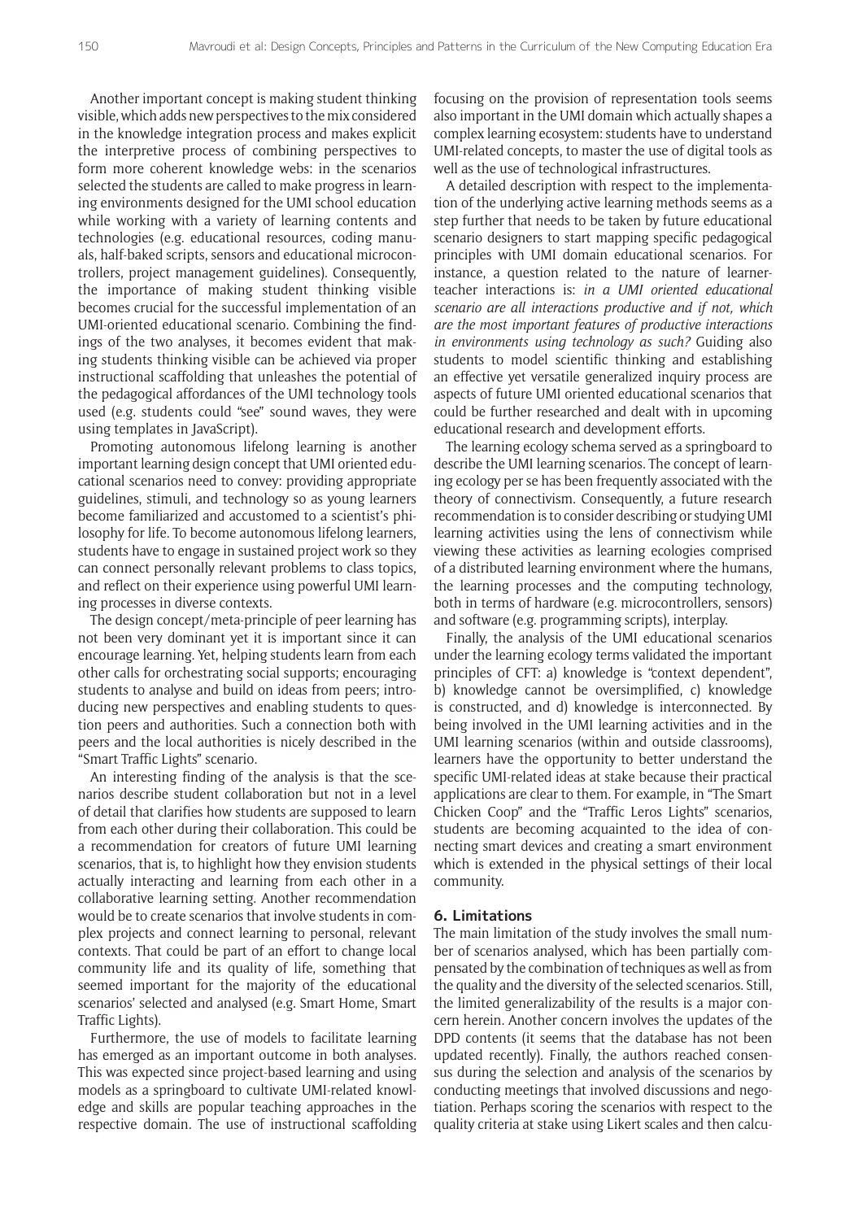Another important concept is making student thinking visible, which adds new perspectives to the mix considered in the knowledge integration process and makes explicit the interpretive process of combining perspectives to form more coherent knowledge webs: in the scenarios selected the students are called to make progress in learning environments designed for the UMI school education while working with a variety of learning contents and technologies (e.g. educational resources, coding manuals, half-baked scripts, sensors and educational microcontrollers, project management guidelines). Consequently, the importance of making student thinking visible becomes crucial for the successful implementation of an UMI-oriented educational scenario. Combining the findings of the two analyses, it becomes evident that making students thinking visible can be achieved via proper instructional scaffolding that unleashes the potential of the pedagogical affordances of the UMI technology tools used (e.g. students could "see" sound waves, they were using templates in JavaScript).

Promoting autonomous lifelong learning is another important learning design concept that UMI oriented educational scenarios need to convey: providing appropriate guidelines, stimuli, and technology so as young learners become familiarized and accustomed to a scientist's philosophy for life. To become autonomous lifelong learners, students have to engage in sustained project work so they can connect personally relevant problems to class topics, and reflect on their experience using powerful UMI learning processes in diverse contexts.

The design concept/meta-principle of peer learning has not been very dominant yet it is important since it can encourage learning. Yet, helping students learn from each other calls for orchestrating social supports; encouraging students to analyse and build on ideas from peers; introducing new perspectives and enabling students to question peers and authorities. Such a connection both with peers and the local authorities is nicely described in the "Smart Traffic Lights" scenario.

An interesting finding of the analysis is that the scenarios describe student collaboration but not in a level of detail that clarifies how students are supposed to learn from each other during their collaboration. This could be a recommendation for creators of future UMI learning scenarios, that is, to highlight how they envision students actually interacting and learning from each other in a collaborative learning setting. Another recommendation would be to create scenarios that involve students in complex projects and connect learning to personal, relevant contexts. That could be part of an effort to change local community life and its quality of life, something that seemed important for the majority of the educational scenarios' selected and analysed (e.g. Smart Home, Smart Traffic Lights).

Furthermore, the use of models to facilitate learning has emerged as an important outcome in both analyses. This was expected since project-based learning and using models as a springboard to cultivate UMI-related knowledge and skills are popular teaching approaches in the respective domain. The use of instructional scaffolding focusing on the provision of representation tools seems also important in the UMI domain which actually shapes a complex learning ecosystem: students have to understand UMI-related concepts, to master the use of digital tools as well as the use of technological infrastructures.

A detailed description with respect to the implementation of the underlying active learning methods seems as a step further that needs to be taken by future educational scenario designers to start mapping specific pedagogical principles with UMI domain educational scenarios. For instance, a question related to the nature of learner-teacher interactions is: *in a UMI oriented educational scenario are all interactions productive and if not, which are the most important features of productive interactions in environments using technology as such?* Guiding also students to model scientific thinking and establishing an effective yet versatile generalized inquiry process are aspects of future UMI oriented educational scenarios that could be further researched and dealt with in upcoming educational research and development efforts.

The learning ecology schema served as a springboard to describe the UMI learning scenarios. The concept of learning ecology per se has been frequently associated with the theory of connectivism. Consequently, a future research recommendation is to consider describing or studying UMI learning activities using the lens of connectivism while viewing these activities as learning ecologies comprised of a distributed learning environment where the humans, the learning processes and the computing technology, both in terms of hardware (e.g. microcontrollers, sensors) and software (e.g. programming scripts), interplay.

Finally, the analysis of the UMI educational scenarios under the learning ecology terms validated the important principles of CFT: a) knowledge is "context dependent", b) knowledge cannot be oversimplified, c) knowledge is constructed, and d) knowledge is interconnected. By being involved in the UMI learning activities and in the UMI learning scenarios (within and outside classrooms), learners have the opportunity to better understand the specific UMI-related ideas at stake because their practical applications are clear to them. For example, in "The Smart Chicken Coop" and the "Traffic Leros Lights" scenarios, students are becoming acquainted to the idea of connecting smart devices and creating a smart environment which is extended in the physical settings of their local community.

## 6. Limitations

The main limitation of the study involves the small number of scenarios analysed, which has been partially compensated by the combination of techniques as well as from the quality and the diversity of the selected scenarios. Still, the limited generalizability of the results is a major concern herein. Another concern involves the updates of the DPD contents (it seems that the database has not been updated recently). Finally, the authors reached consensus during the selection and analysis of the scenarios by conducting meetings that involved discussions and negotiation. Perhaps scoring the scenarios with respect to the quality criteria at stake using Likert scales and then calcu-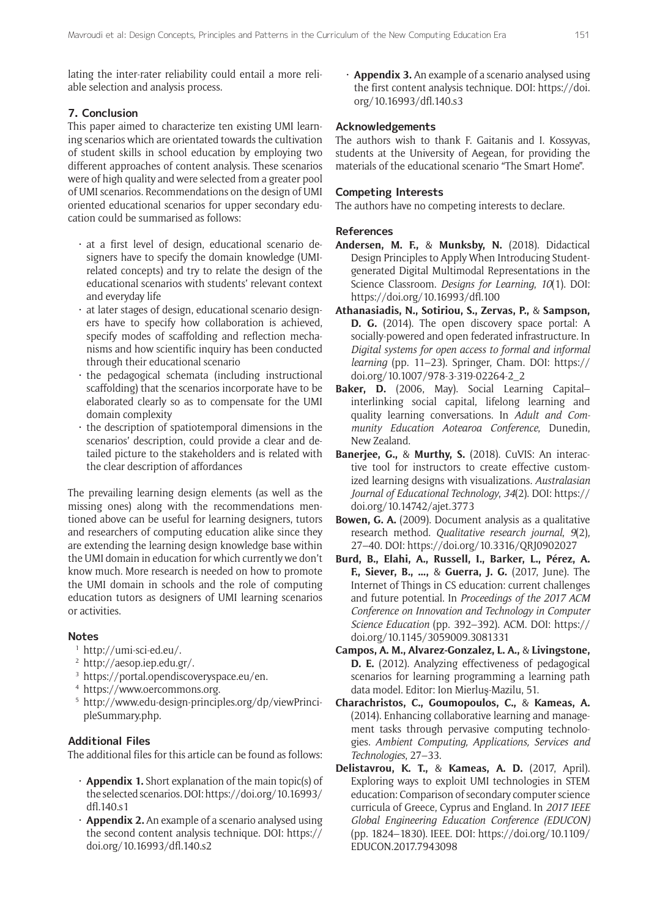lating the inter-rater reliability could entail a more reliable selection and analysis process.

## 7. Conclusion

This paper aimed to characterize ten existing UMI learning scenarios which are orientated towards the cultivation of student skills in school education by employing two different approaches of content analysis. These scenarios were of high quality and were selected from a greater pool of UMI scenarios. Recommendations on the design of UMI oriented educational scenarios for upper secondary education could be summarised as follows:

- at a first level of design, educational scenario designers have to specify the domain knowledge (UMI-related concepts) and try to relate the design of the educational scenarios with students' relevant context and everyday life
- at later stages of design, educational scenario designers have to specify how collaboration is achieved, specify modes of scaffolding and reflection mechanisms and how scientific inquiry has been conducted through their educational scenario
- the pedagogical schemata (including instructional scaffolding) that the scenarios incorporate have to be elaborated clearly so as to compensate for the UMI domain complexity
- the description of spatiotemporal dimensions in the scenarios' description, could provide a clear and detailed picture to the stakeholders and is related with the clear description of affordances

The prevailing learning design elements (as well as the missing ones) along with the recommendations mentioned above can be useful for learning designers, tutors and researchers of computing education alike since they are extending the learning design knowledge base within the UMI domain in education for which currently we don't know much. More research is needed on how to promote the UMI domain in schools and the role of computing education tutors as designers of UMI learning scenarios or activities.

## Notes

[1] http://umi-sci-ed.eu/.
[2] http://aesop.iep.edu.gr/.
[3] https://portal.opendiscoveryspace.eu/en.
[4] https://www.oercommons.org.
[5] http://www.edu-design-principles.org/dp/viewPrincipleSummary.php.

## Additional Files

The additional files for this article can be found as follows:

- **Appendix 1.** Short explanation of the main topic(s) of the selected scenarios. DOI: https://doi.org/10.16993/dfl.140.s1
- **Appendix 2.** An example of a scenario analysed using the second content analysis technique. DOI: https://doi.org/10.16993/dfl.140.s2
- **Appendix 3.** An example of a scenario analysed using the first content analysis technique. DOI: https://doi.org/10.16993/dfl.140.s3

## Acknowledgements

The authors wish to thank F. Gaitanis and I. Kossyvas, students at the University of Aegean, for providing the materials of the educational scenario "The Smart Home".

## Competing Interests

The authors have no competing interests to declare.

## References

**Andersen, M. F.,** & **Munksby, N.** (2018). Didactical Design Principles to Apply When Introducing Student-generated Digital Multimodal Representations in the Science Classroom. *Designs for Learning*, *10*(1). DOI: https://doi.org/10.16993/dfl.100

**Athanasiadis, N., Sotiriou, S., Zervas, P.,** & **Sampson, D. G.** (2014). The open discovery space portal: A socially-powered and open federated infrastructure. In *Digital systems for open access to formal and informal learning* (pp. 11–23). Springer, Cham. DOI: https://doi.org/10.1007/978-3-319-02264-2_2

**Baker, D.** (2006, May). Social Learning Capital–interlinking social capital, lifelong learning and quality learning conversations. In *Adult and Community Education Aotearoa Conference*, Dunedin, New Zealand.

**Banerjee, G.,** & **Murthy, S.** (2018). CuVIS: An interactive tool for instructors to create effective customized learning designs with visualizations. *Australasian Journal of Educational Technology*, *34*(2). DOI: https://doi.org/10.14742/ajet.3773

**Bowen, G. A.** (2009). Document analysis as a qualitative research method. *Qualitative research journal*, *9*(2), 27–40. DOI: https://doi.org/10.3316/QRJ0902027

**Burd, B., Elahi, A., Russell, I., Barker, L., Pérez, A. F., Siever, B., ...,** & **Guerra, J. G.** (2017, June). The Internet of Things in CS education: current challenges and future potential. In *Proceedings of the 2017 ACM Conference on Innovation and Technology in Computer Science Education* (pp. 392–392). ACM. DOI: https://doi.org/10.1145/3059009.3081331

**Campos, A. M., Alvarez-Gonzalez, L. A.,** & **Livingstone, D. E.** (2012). Analyzing effectiveness of pedagogical scenarios for learning programming a learning path data model. Editor: Ion Mierluș-Mazilu, 51.

**Charachristos, C., Goumopoulos, C.,** & **Kameas, A.** (2014). Enhancing collaborative learning and management tasks through pervasive computing technologies. *Ambient Computing, Applications, Services and Technologies*, 27–33.

**Delistavrou, K. T.,** & **Kameas, A. D.** (2017, April). Exploring ways to exploit UMI technologies in STEM education: Comparison of secondary computer science curricula of Greece, Cyprus and England. In *2017 IEEE Global Engineering Education Conference (EDUCON)* (pp. 1824–1830). IEEE. DOI: https://doi.org/10.1109/EDUCON.2017.7943098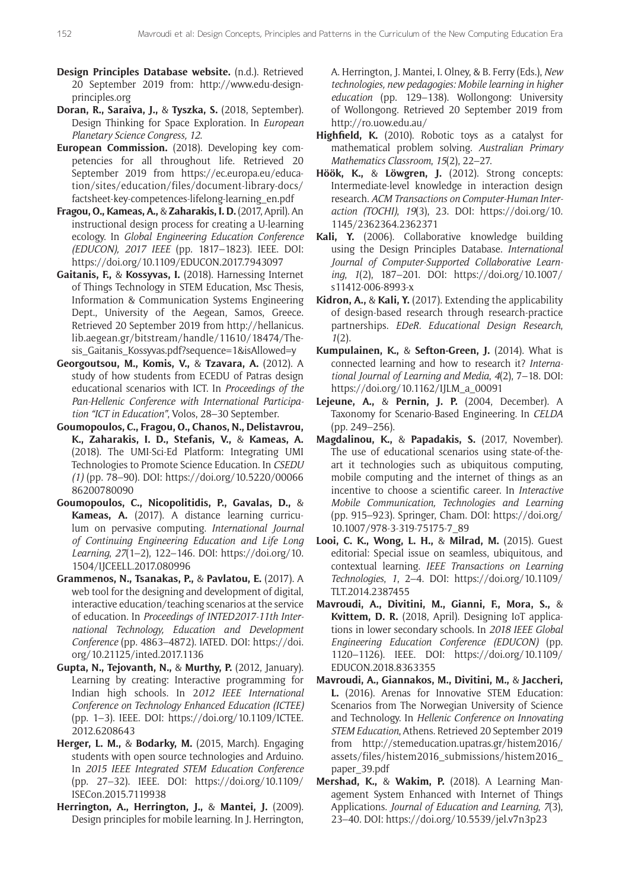**Design Principles Database website.** (n.d.). Retrieved 20 September 2019 from: http://www.edu-design-principles.org

**Doran, R., Saraiva, J.,** & **Tyszka, S.** (2018, September). Design Thinking for Space Exploration. In *European Planetary Science Congress, 12*.

**European Commission.** (2018). Developing key competencies for all throughout life. Retrieved 20 September 2019 from https://ec.europa.eu/education/sites/education/files/document-library-docs/factsheet-key-competences-lifelong-learning_en.pdf

**Fragou, O., Kameas, A.,** & **Zaharakis, I. D.** (2017, April). An instructional design process for creating a U-learning ecology. In *Global Engineering Education Conference (EDUCON), 2017 IEEE* (pp. 1817–1823). IEEE. DOI: https://doi.org/10.1109/EDUCON.2017.7943097

**Gaitanis, F.,** & **Kossyvas, I.** (2018). Harnessing Internet of Things Technology in STEM Education, Msc Thesis, Information & Communication Systems Engineering Dept., University of the Aegean, Samos, Greece. Retrieved 20 September 2019 from http://hellanicus.lib.aegean.gr/bitstream/handle/11610/18474/Thesis_Gaitanis_Kossyvas.pdf?sequence=1&isAllowed=y

**Georgoutsou, M., Komis, V.,** & **Tzavara, A.** (2012). A study of how students from ECEDU of Patras design educational scenarios with ICT. In *Proceedings of the Pan-Hellenic Conference with International Participation "ICT in Education"*, Volos, 28–30 September.

**Goumopoulos, C., Fragou, O., Chanos, N., Delistavrou, K., Zaharakis, I. D., Stefanis, V.,** & **Kameas, A.** (2018). The UMI-Sci-Ed Platform: Integrating UMI Technologies to Promote Science Education. In *CSEDU (1)* (pp. 78–90). DOI: https://doi.org/10.5220/0006686200780090

**Goumopoulos, C., Nicopolitidis, P., Gavalas, D.,** & **Kameas, A.** (2017). A distance learning curriculum on pervasive computing. *International Journal of Continuing Engineering Education and Life Long Learning*, *27*(1–2), 122–146. DOI: https://doi.org/10.1504/IJCEELL.2017.080996

**Grammenos, N., Tsanakas, P.,** & **Pavlatou, E.** (2017). A web tool for the designing and development of digital, interactive education/teaching scenarios at the service of education. In *Proceedings of INTED2017-11th International Technology, Education and Development Conference* (pp. 4863–4872). IATED. DOI: https://doi.org/10.21125/inted.2017.1136

**Gupta, N., Tejovanth, N.,** & **Murthy, P.** (2012, January). Learning by creating: Interactive programming for Indian high schools. In 2*012 IEEE International Conference on Technology Enhanced Education (ICTEE)* (pp. 1–3). IEEE. DOI: https://doi.org/10.1109/ICTEE.2012.6208643

**Herger, L. M.,** & **Bodarky, M.** (2015, March). Engaging students with open source technologies and Arduino. In *2015 IEEE Integrated STEM Education Conference* (pp. 27–32). IEEE. DOI: https://doi.org/10.1109/ISECon.2015.7119938

**Herrington, A., Herrington, J.,** & **Mantei, J.** (2009). Design principles for mobile learning. In J. Herrington, A. Herrington, J. Mantei, I. Olney, & B. Ferry (Eds.), *New technologies, new pedagogies: Mobile learning in higher education* (pp. 129–138). Wollongong: University of Wollongong. Retrieved 20 September 2019 from http://ro.uow.edu.au/

**Highfield, K.** (2010). Robotic toys as a catalyst for mathematical problem solving. *Australian Primary Mathematics Classroom*, *15*(2), 22–27.

**Höök, K.,** & **Löwgren, J.** (2012). Strong concepts: Intermediate-level knowledge in interaction design research. *ACM Transactions on Computer-Human Interaction (TOCHI)*, *19*(3), 23. DOI: https://doi.org/10.1145/2362364.2362371

**Kali, Y.** (2006). Collaborative knowledge building using the Design Principles Database. *International Journal of Computer-Supported Collaborative Learning*, *1*(2), 187–201. DOI: https://doi.org/10.1007/s11412-006-8993-x

**Kidron, A.,** & **Kali, Y.** (2017). Extending the applicability of design-based research through research-practice partnerships. *EDeR. Educational Design Research*, *1*(2).

**Kumpulainen, K.,** & **Sefton-Green, J.** (2014). What is connected learning and how to research it? *International Journal of Learning and Media*, *4*(2), 7–18. DOI: https://doi.org/10.1162/IJLM_a_00091

**Lejeune, A.,** & **Pernin, J. P.** (2004, December). A Taxonomy for Scenario-Based Engineering. In *CELDA* (pp. 249–256).

**Magdalinou, K.,** & **Papadakis, S.** (2017, November). The use of educational scenarios using state-of-the-art it technologies such as ubiquitous computing, mobile computing and the internet of things as an incentive to choose a scientific career. In *Interactive Mobile Communication, Technologies and Learning* (pp. 915–923). Springer, Cham. DOI: https://doi.org/10.1007/978-3-319-75175-7_89

**Looi, C. K., Wong, L. H.,** & **Milrad, M.** (2015). Guest editorial: Special issue on seamless, ubiquitous, and contextual learning. *IEEE Transactions on Learning Technologies*, *1*, 2–4. DOI: https://doi.org/10.1109/TLT.2014.2387455

**Mavroudi, A., Divitini, M., Gianni, F., Mora, S.,** & **Kvittem, D. R.** (2018, April). Designing IoT applications in lower secondary schools. In *2018 IEEE Global Engineering Education Conference (EDUCON)* (pp. 1120–1126). IEEE. DOI: https://doi.org/10.1109/EDUCON.2018.8363355

**Mavroudi, A., Giannakos, M., Divitini, M.,** & **Jaccheri, L.** (2016). Arenas for Innovative STEM Education: Scenarios from The Norwegian University of Science and Technology. In *Hellenic Conference on Innovating STEM Education*, Athens. Retrieved 20 September 2019 from http://stemeducation.upatras.gr/histem2016/assets/files/histem2016_submissions/histem2016_paper_39.pdf

**Mershad, K.,** & **Wakim, P.** (2018). A Learning Management System Enhanced with Internet of Things Applications. *Journal of Education and Learning*, *7*(3), 23–40. DOI: https://doi.org/10.5539/jel.v7n3p23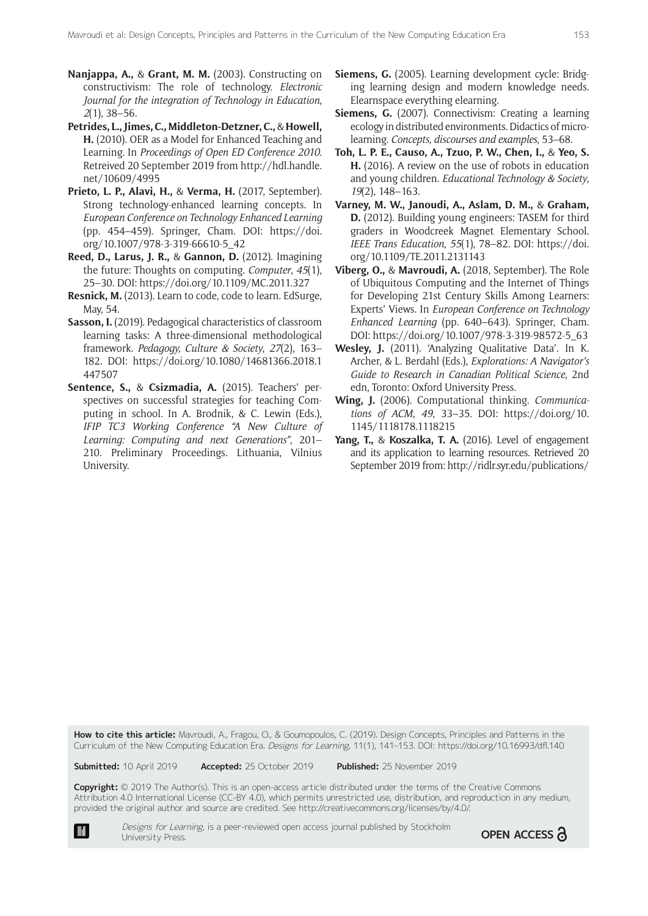**Nanjappa, A.,** & **Grant, M. M.** (2003). Constructing on constructivism: The role of technology. *Electronic Journal for the integration of Technology in Education*, *2*(1), 38–56.

**Petrides, L., Jimes, C., Middleton-Detzner, C.,** & **Howell, H.** (2010). OER as a Model for Enhanced Teaching and Learning. In *Proceedings of Open ED Conference 2010*. Retreived 20 September 2019 from http://hdl.handle.net/10609/4995

**Prieto, L. P., Alavi, H.,** & **Verma, H.** (2017, September). Strong technology-enhanced learning concepts. In *European Conference on Technology Enhanced Learning* (pp. 454–459). Springer, Cham. DOI: https://doi.org/10.1007/978-3-319-66610-5_42

**Reed, D., Larus, J. R.,** & **Gannon, D.** (2012). Imagining the future: Thoughts on computing. *Computer*, *45*(1), 25–30. DOI: https://doi.org/10.1109/MC.2011.327

**Resnick, M.** (2013). Learn to code, code to learn. EdSurge, May, 54.

**Sasson, I.** (2019). Pedagogical characteristics of classroom learning tasks: A three-dimensional methodological framework. *Pedagogy, Culture & Society*, *27*(2), 163–182. DOI: https://doi.org/10.1080/14681366.2018.1447507

**Sentence, S.,** & **Csizmadia, A.** (2015). Teachers' perspectives on successful strategies for teaching Computing in school. In A. Brodnik, & C. Lewin (Eds.), *IFIP TC3 Working Conference "A New Culture of Learning: Computing and next Generations"*, 201–210. Preliminary Proceedings. Lithuania, Vilnius University.

**Siemens, G.** (2005). Learning development cycle: Bridging learning design and modern knowledge needs. Elearnspace everything elearning.

**Siemens, G.** (2007). Connectivism: Creating a learning ecology in distributed environments. Didactics of microlearning. *Concepts, discourses and examples*, 53–68.

**Toh, L. P. E., Causo, A., Tzuo, P. W., Chen, I.,** & **Yeo, S. H.** (2016). A review on the use of robots in education and young children. *Educational Technology & Society*, *19*(2), 148–163.

**Varney, M. W., Janoudi, A., Aslam, D. M.,** & **Graham, D.** (2012). Building young engineers: TASEM for third graders in Woodcreek Magnet Elementary School. *IEEE Trans Education*, *55*(1), 78–82. DOI: https://doi.org/10.1109/TE.2011.2131143

**Viberg, O.,** & **Mavroudi, A.** (2018, September). The Role of Ubiquitous Computing and the Internet of Things for Developing 21st Century Skills Among Learners: Experts' Views. In *European Conference on Technology Enhanced Learning* (pp. 640–643). Springer, Cham. DOI: https://doi.org/10.1007/978-3-319-98572-5_63

**Wesley, J.** (2011). 'Analyzing Qualitative Data'. In K. Archer, & L. Berdahl (Eds.), *Explorations: A Navigator's Guide to Research in Canadian Political Science*, 2nd edn, Toronto: Oxford University Press.

**Wing, J.** (2006). Computational thinking. *Communications of ACM*, *49*, 33–35. DOI: https://doi.org/10.1145/1118178.1118215

**Yang, T.,** & **Koszalka, T. A.** (2016). Level of engagement and its application to learning resources. Retrieved 20 September 2019 from: http://ridlr.syr.edu/publications/

**How to cite this article:** Mavroudi, A., Fragou, O., & Goumopoulos, C. (2019). Design Concepts, Principles and Patterns in the Curriculum of the New Computing Education Era. *Designs for Learning*, 11(1), 141–153. DOI: https://doi.org/10.16993/dfl.140

**Submitted:** 10 April 2019 **Accepted:** 25 October 2019 **Published:** 25 November 2019

**Copyright:** © 2019 The Author(s). This is an open-access article distributed under the terms of the Creative Commons Attribution 4.0 International License (CC-BY 4.0), which permits unrestricted use, distribution, and reproduction in any medium, provided the original author and source are credited. See http://creativecommons.org/licenses/by/4.0/.

*Designs for Learning*, is a peer-reviewed open access journal published by Stockholm University Press.

OPEN ACCESS